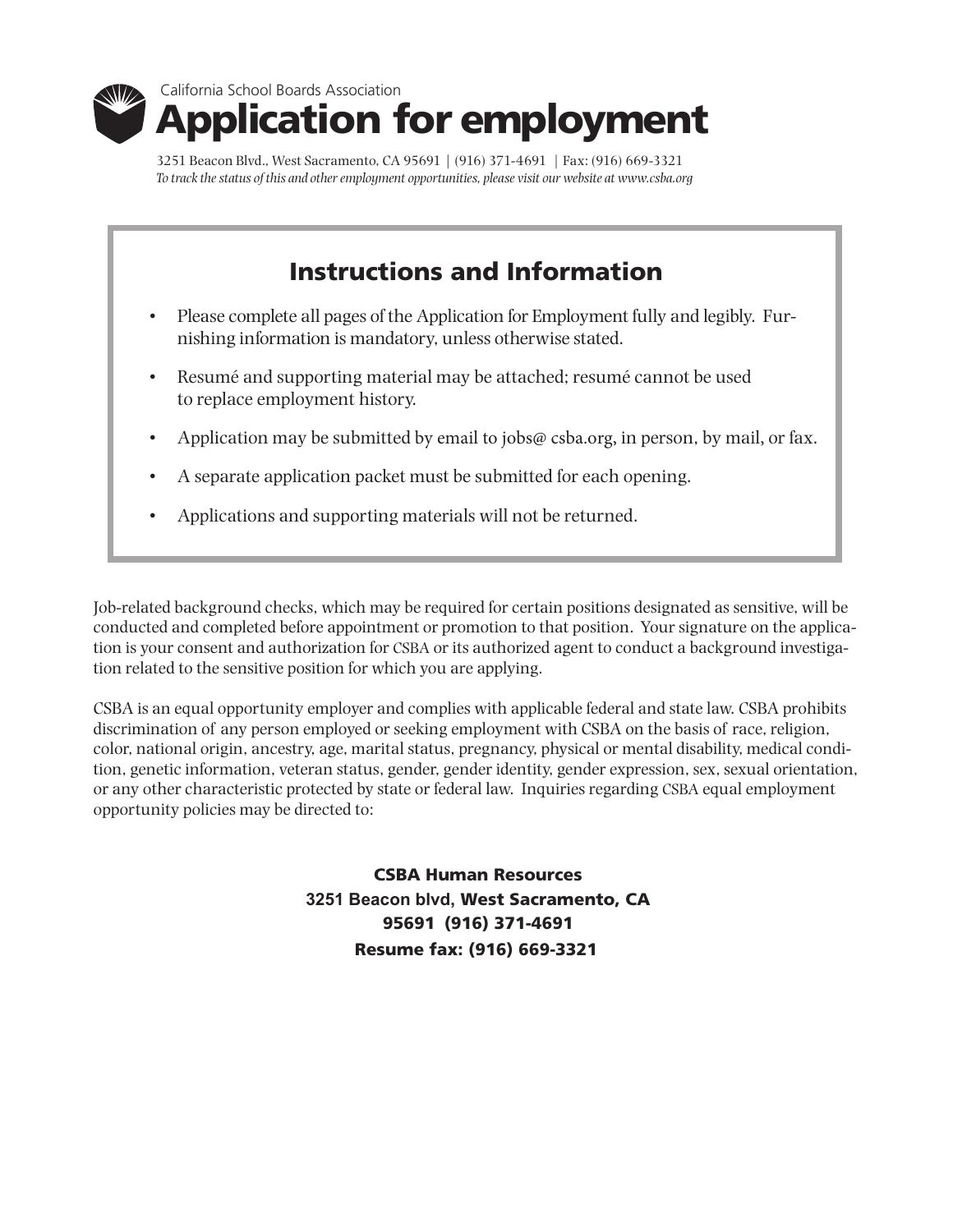California School Boards Association

# Application for employment

3251 Beacon Blvd., West Sacramento, CA 95691 | (916) 371-4691 | Fax: (916) 669-3321

*To track the status of this and other employment opportunities, please visit our website at www.csba.org*

## Instructions and Information

- Please complete all pages of the Application for Employment fully and legibly. Furnishing information is mandatory, unless otherwise stated.
- Resumé and supporting material may be attached; resumé cannot be used to replace employment history.
- Application may be submitted by email to jobs@ csba.org, in person, by mail, or fax.
- A separate application packet must be submitted for each opening.
- Applications and supporting materials will not be returned.

Job-related background checks, which may be required for certain positions designated as sensitive, will be conducted and completed before appointment or promotion to that position. Your signature on the application is your consent and authorization for CSBA or its authorized agent to conduct a background investigation related to the sensitive position for which you are applying.

CSBA is an equal opportunity employer and complies with applicable federal and state law. CSBA prohibits discrimination of any person employed or seeking employment with CSBA on the basis of race, religion, color, national origin, ancestry, age, marital status, pregnancy, physical or mental disability, medical condition, genetic information, veteran status, gender, gender identity, gender expression, sex, sexual orientation, or any other characteristic protected by state or federal law. Inquiries regarding CSBA equal employment opportunity policies may be directed to:

**CSBA Human Resources**
**3251 Beacon blvd, West Sacramento, CA**
**95691 (916) 371-4691**
**Resume fax: (916) 669-3321**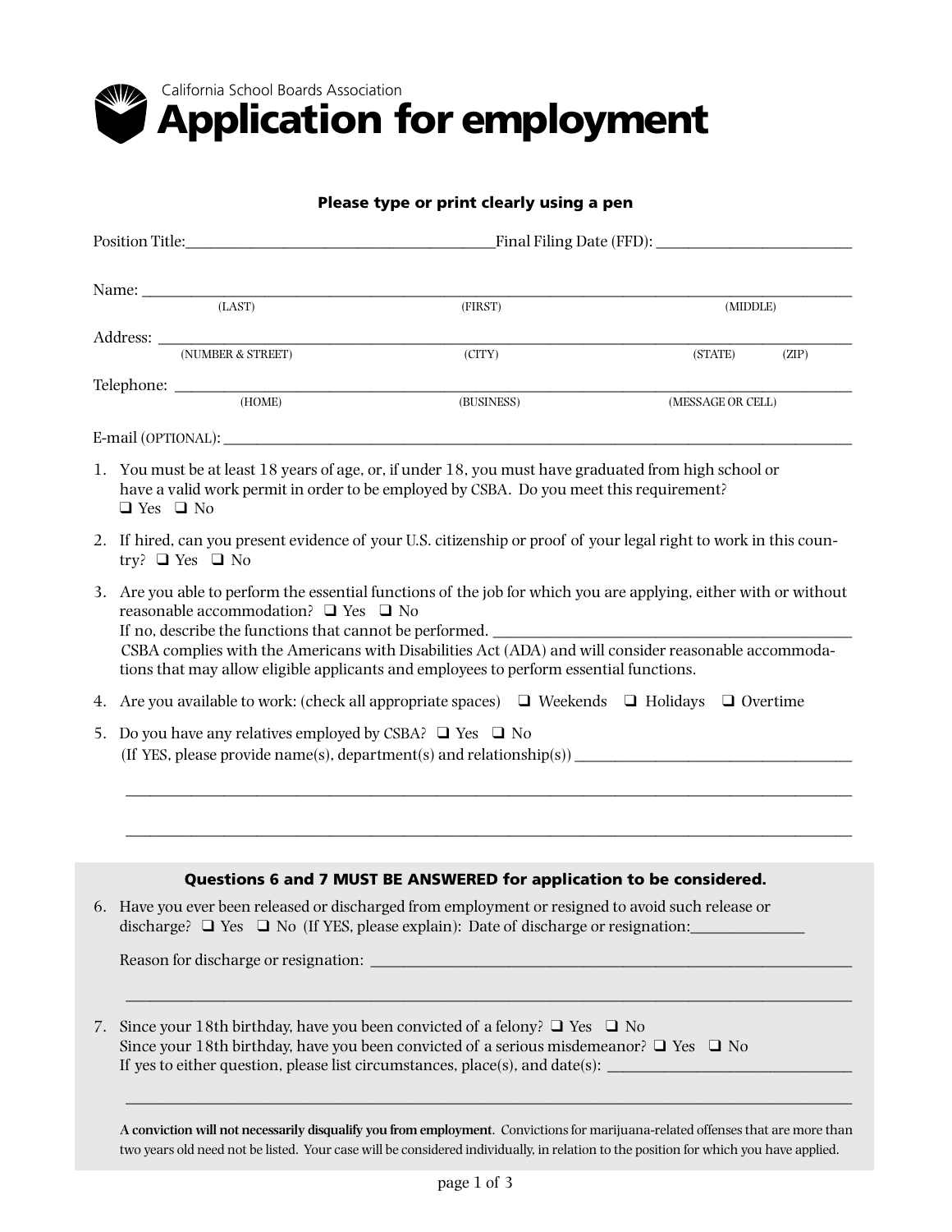California School Boards Association

# Application for employment

**Please type or print clearly using a pen**

Position Title:________________________________________Final Filing Date (FFD): _________________________

Name: ________________________________________________________________________________________
(LAST) (FIRST) (MIDDLE)

Address: ______________________________________________________________________________________
(NUMBER & STREET) (CITY) (STATE) (ZIP)

Telephone: ____________________________________________________________________________________
(HOME) (BUSINESS) (MESSAGE OR CELL)

E-mail (OPTIONAL): ______________________________________________________________________________

1. You must be at least 18 years of age, or, if under 18, you must have graduated from high school or have a valid work permit in order to be employed by CSBA. Do you meet this requirement?
   ❑ Yes ❑ No

2. If hired, can you present evidence of your U.S. citizenship or proof of your legal right to work in this country? ❑ Yes ❑ No

3. Are you able to perform the essential functions of the job for which you are applying, either with or without reasonable accommodation? ❑ Yes ❑ No
   If no, describe the functions that cannot be performed. _______________________________________________
   CSBA complies with the Americans with Disabilities Act (ADA) and will consider reasonable accommodations that may allow eligible applicants and employees to perform essential functions.

4. Are you available to work: (check all appropriate spaces) ❑ Weekends ❑ Holidays ❑ Overtime

5. Do you have any relatives employed by CSBA? ❑ Yes ❑ No
   (If YES, please provide name(s), department(s) and relationship(s)) ____________________________________
   ___________________________________________________________________________________________
   ___________________________________________________________________________________________

**Questions 6 and 7 MUST BE ANSWERED for application to be considered.**

6. Have you ever been released or discharged from employment or resigned to avoid such release or discharge? ❑ Yes ❑ No (If YES, please explain): Date of discharge or resignation:______________

   Reason for discharge or resignation: _______________________________________________________________
   ___________________________________________________________________________________________

7. Since your 18th birthday, have you been convicted of a felony? ❑ Yes ❑ No
   Since your 18th birthday, have you been convicted of a serious misdemeanor? ❑ Yes ❑ No
   If yes to either question, please list circumstances, place(s), and date(s): ________________________________
   ___________________________________________________________________________________________

   **A conviction will not necessarily disqualify you from employment**. Convictions for marijuana-related offenses that are more than two years old need not be listed. Your case will be considered individually, in relation to the position for which you have applied.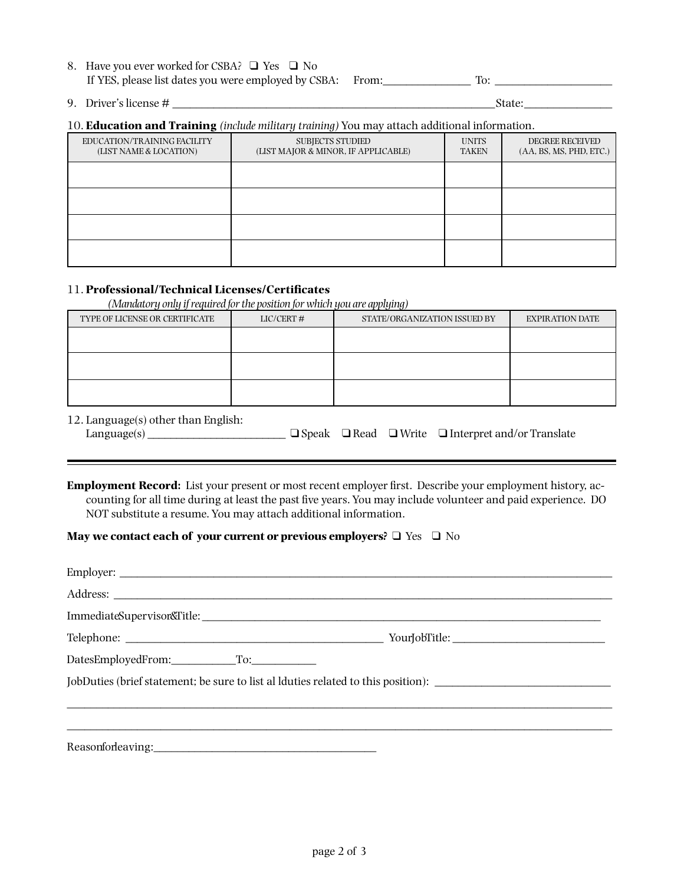8. Have you ever worked for CSBA? ❑ Yes ❑ No
   If YES, please list dates you were employed by CSBA: From:_______________ To: ____________________

9. Driver's license # ________________________________________________________State:_______________

10. **Education and Training** *(include military training)* You may attach additional information.

| EDUCATION/TRAINING FACILITY (LIST NAME & LOCATION) | SUBJECTS STUDIED (LIST MAJOR & MINOR, IF APPLICABLE) | UNITS TAKEN | DEGREE RECEIVED (AA, BS, MS, PHD, ETC.) |
|---|---|---|---|
| | | | |
| | | | |
| | | | |
| | | | |

11. **Professional/Technical Licenses/Certificates**
    *(Mandatory only if required for the position for which you are applying)*

| TYPE OF LICENSE OR CERTIFICATE | LIC/CERT # | STATE/ORGANIZATION ISSUED BY | EXPIRATION DATE |
|---|---|---|---|
| | | | |
| | | | |
| | | | |

12. Language(s) other than English:
    Language(s) ________________________ ❑ Speak ❑ Read ❑ Write ❑ Interpret and/or Translate

---

**Employment Record:** List your present or most recent employer first. Describe your employment history, accounting for all time during at least the past five years. You may include volunteer and paid experience. DO NOT substitute a resume. You may attach additional information.

**May we contact each of your current or previous employers?** ❑ Yes ❑ No

Employer: ____________________________________________________________________________________

Address: _____________________________________________________________________________________

Immediate Supervisor & Title: __________________________________________________________________

Telephone: _____________________________________________ Your Job Title: ___________________________

Dates Employed From:___________ To:___________

Job Duties (brief statement; be sure to list all duties related to this position): ______________________________

______________________________________________________________________________________________

______________________________________________________________________________________________

Reason for leaving:_________________________________________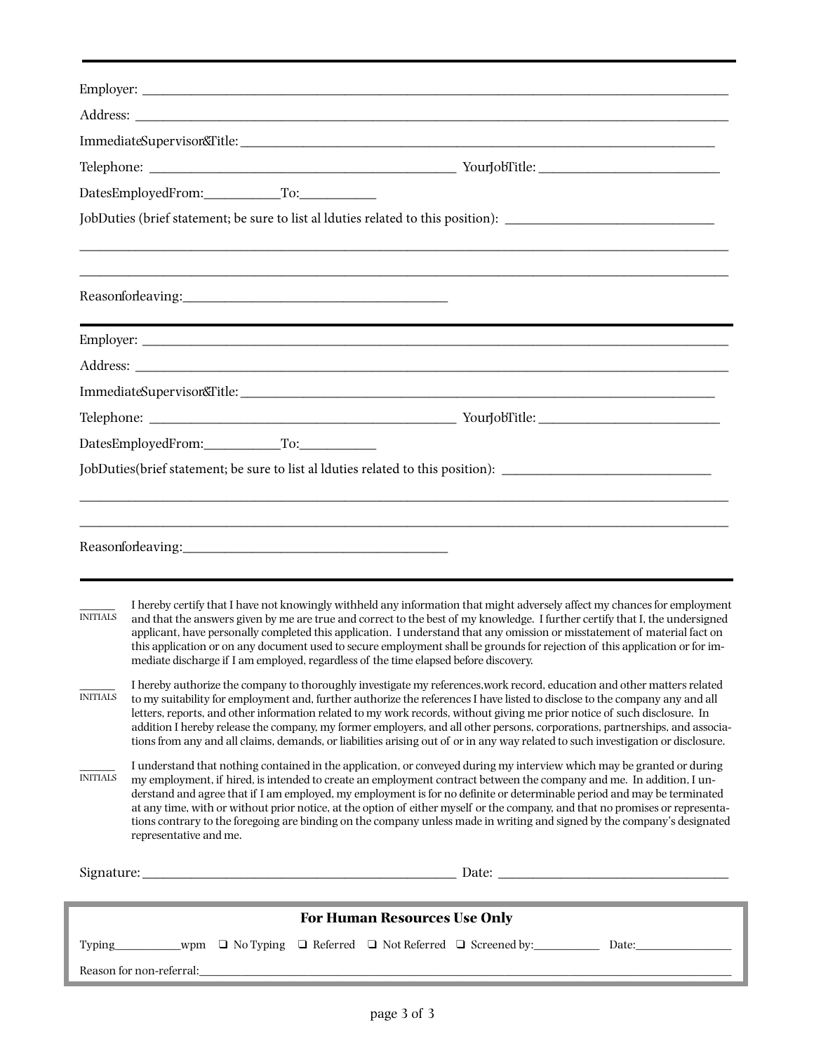Employer: ______________________________________________________________________________

Address: _______________________________________________________________________________

Immediate Supervisor & Title: ______________________________________________________________

Telephone: ____________________________________ Your Job Title: _______________________

Dates Employed From: __________ To: __________

Job Duties (brief statement; be sure to list all duties related to this position): __________________________

_______________________________________________________________________________________

_______________________________________________________________________________________

Reason for leaving: ________________________________

---

Employer: ______________________________________________________________________________

Address: _______________________________________________________________________________

Immediate Supervisor & Title: ______________________________________________________________

Telephone: ____________________________________ Your Job Title: _______________________

Dates Employed From: __________ To: __________

Job Duties (brief statement; be sure to list all duties related to this position): __________________________

_______________________________________________________________________________________

_______________________________________________________________________________________

Reason for leaving: ________________________________

---

______ INITIALS — I hereby certify that I have not knowingly withheld any information that might adversely affect my chances for employment and that the answers given by me are true and correct to the best of my knowledge. I further certify that I, the undersigned applicant, have personally completed this application. I understand that any omission or misstatement of material fact on this application or on any document used to secure employment shall be grounds for rejection of this application or for immediate discharge if I am employed, regardless of the time elapsed before discovery.

______ INITIALS — I hereby authorize the company to thoroughly investigate my references, work record, education and other matters related to my suitability for employment and, further authorize the references I have listed to disclose to the company any and all letters, reports, and other information related to my work records, without giving me prior notice of such disclosure. In addition I hereby release the company, my former employers, and all other persons, corporations, partnerships, and associations from any and all claims, demands, or liabilities arising out of or in any way related to such investigation or disclosure.

______ INITIALS — I understand that nothing contained in the application, or conveyed during my interview which may be granted or during my employment, if hired, is intended to create an employment contract between the company and me. In addition, I understand and agree that if I am employed, my employment is for no definite or determinable period and may be terminated at any time, with or without prior notice, at the option of either myself or the company, and that no promises or representations contrary to the foregoing are binding on the company unless made in writing and signed by the company's designated representative and me.

Signature: ________________________________________ Date: ____________________________

## For Human Resources Use Only

Typing__________wpm ❑ No Typing ❑ Referred ❑ Not Referred ❑ Screened by:__________ Date:______________

Reason for non-referral:_________________________________________________________________________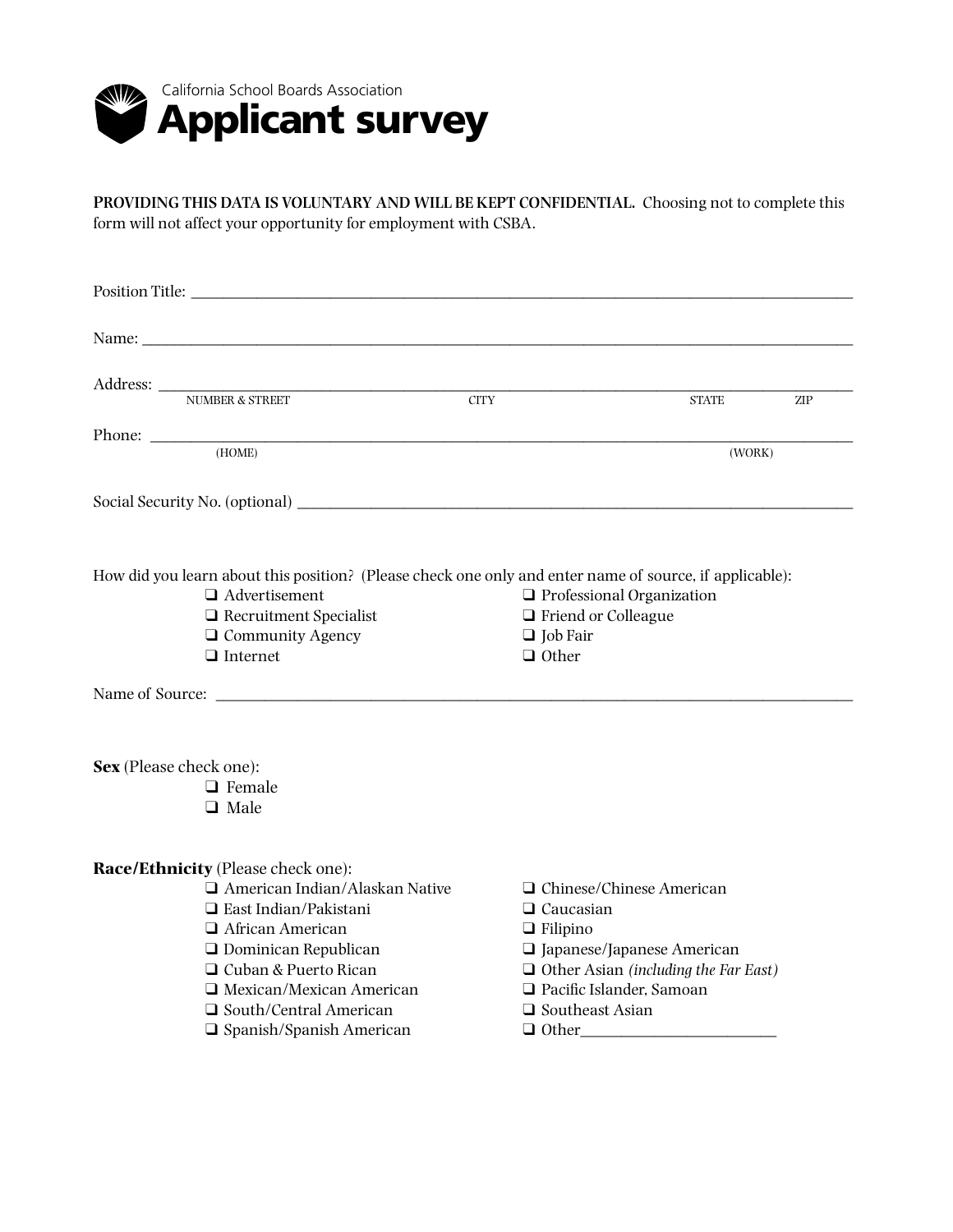California School Boards Association

# Applicant survey

**PROVIDING THIS DATA IS VOLUNTARY AND WILL BE KEPT CONFIDENTIAL.** Choosing not to complete this form will not affect your opportunity for employment with CSBA.

Position Title: ______________________________________________________________________

Name: ______________________________________________________________________

Address: ______________________________________________________________________
NUMBER & STREET CITY STATE ZIP

Phone: ______________________________________________________________________
(HOME) (WORK)

Social Security No. (optional) ______________________________________________________________________

How did you learn about this position? (Please check one only and enter name of source, if applicable):

- ❑ Advertisement
- ❑ Recruitment Specialist
- ❑ Community Agency
- ❑ Internet
- ❑ Professional Organization
- ❑ Friend or Colleague
- ❑ Job Fair
- ❑ Other

Name of Source: ______________________________________________________________________

**Sex** (Please check one):

- ❑ Female
- ❑ Male

**Race/Ethnicity** (Please check one):

- ❑ American Indian/Alaskan Native
- ❑ East Indian/Pakistani
- ❑ African American
- ❑ Dominican Republican
- ❑ Cuban & Puerto Rican
- ❑ Mexican/Mexican American
- ❑ South/Central American
- ❑ Spanish/Spanish American
- ❑ Chinese/Chinese American
- ❑ Caucasian
- ❑ Filipino
- ❑ Japanese/Japanese American
- ❑ Other Asian *(including the Far East)*
- ❑ Pacific Islander, Samoan
- ❑ Southeast Asian
- ❑ Other_________________________